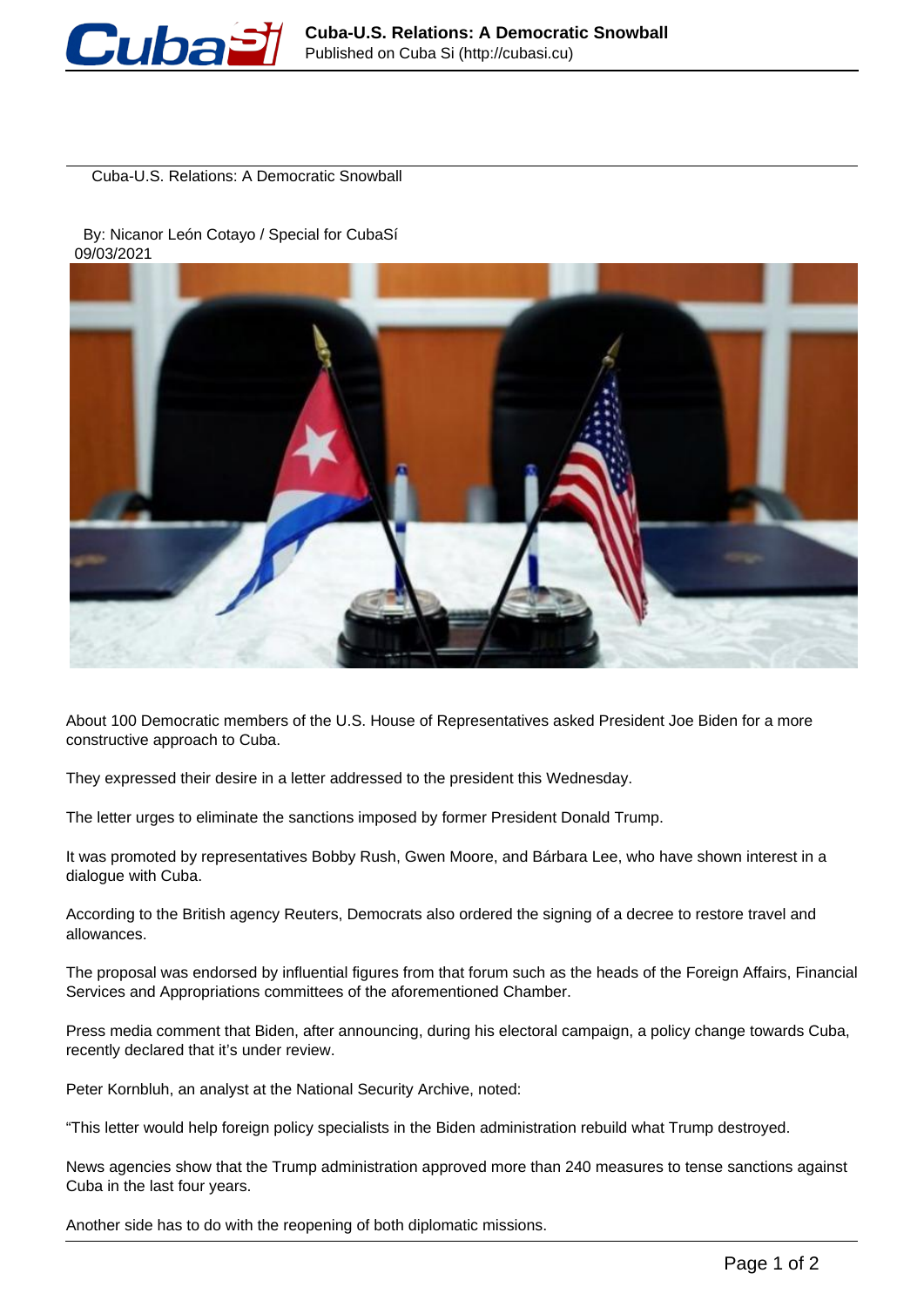# Cuba-U.S. Relations: A Democratic Snowball

By: Nicanor León Cotayo / Special for CubaSí
09/03/2021

About 100 Democratic members of the U.S. House of Representatives asked President Joe Biden for a more constructive approach to Cuba.

They expressed their desire in a letter addressed to the president this Wednesday.

The letter urges to eliminate the sanctions imposed by former President Donald Trump.

It was promoted by representatives Bobby Rush, Gwen Moore, and Bárbara Lee, who have shown interest in a dialogue with Cuba.

According to the British agency Reuters, Democrats also ordered the signing of a decree to restore travel and allowances.

The proposal was endorsed by influential figures from that forum such as the heads of the Foreign Affairs, Financial Services and Appropriations committees of the aforementioned Chamber.

Press media comment that Biden, after announcing, during his electoral campaign, a policy change towards Cuba, recently declared that it's under review.

Peter Kornbluh, an analyst at the National Security Archive, noted:

"This letter would help foreign policy specialists in the Biden administration rebuild what Trump destroyed.

News agencies show that the Trump administration approved more than 240 measures to tense sanctions against Cuba in the last four years.

Another side has to do with the reopening of both diplomatic missions.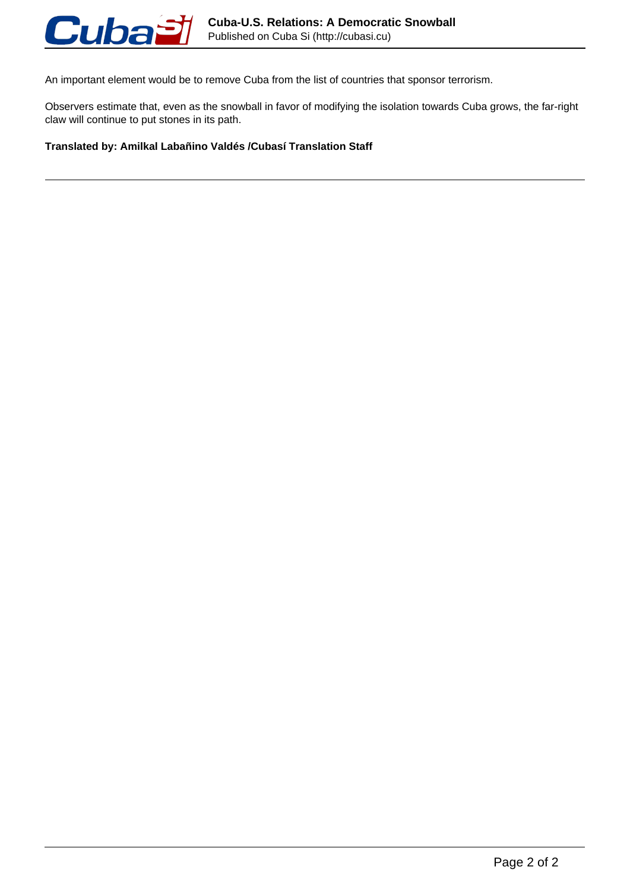An important element would be to remove Cuba from the list of countries that sponsor terrorism.

Observers estimate that, even as the snowball in favor of modifying the isolation towards Cuba grows, the far-right claw will continue to put stones in its path.

**Translated by: Amilkal Labañino Valdés /Cubasí Translation Staff**